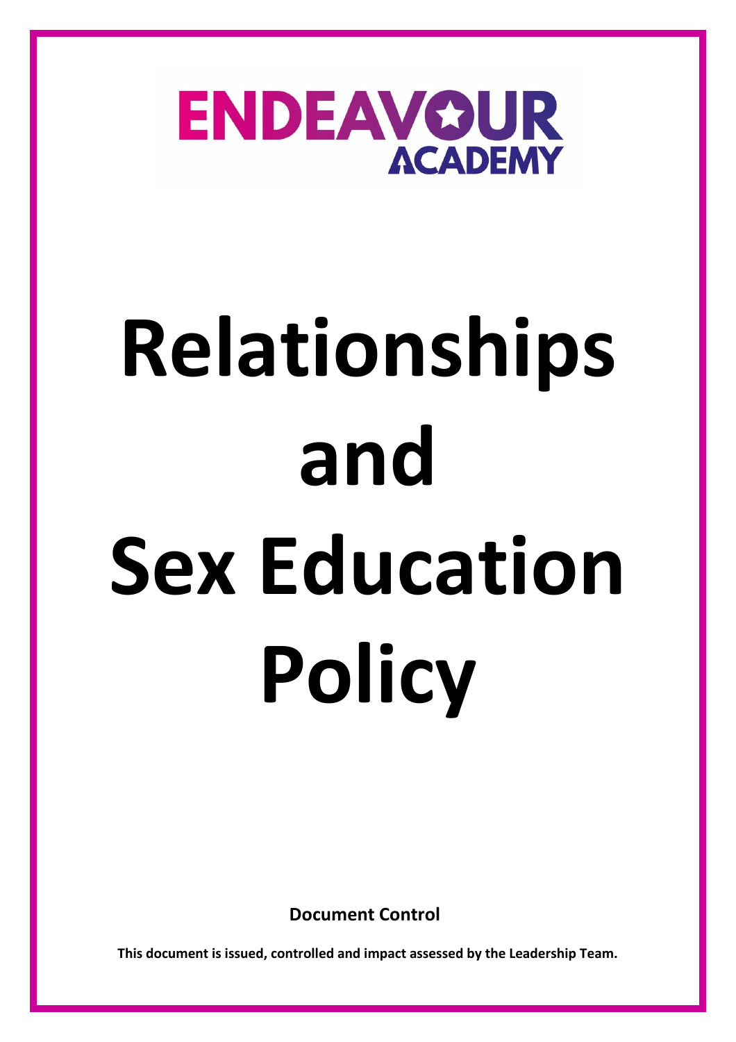ENDEAVOUR ACADEMY

# Relationships and Sex Education Policy

**Document Control**

**This document is issued, controlled and impact assessed by the Leadership Team.**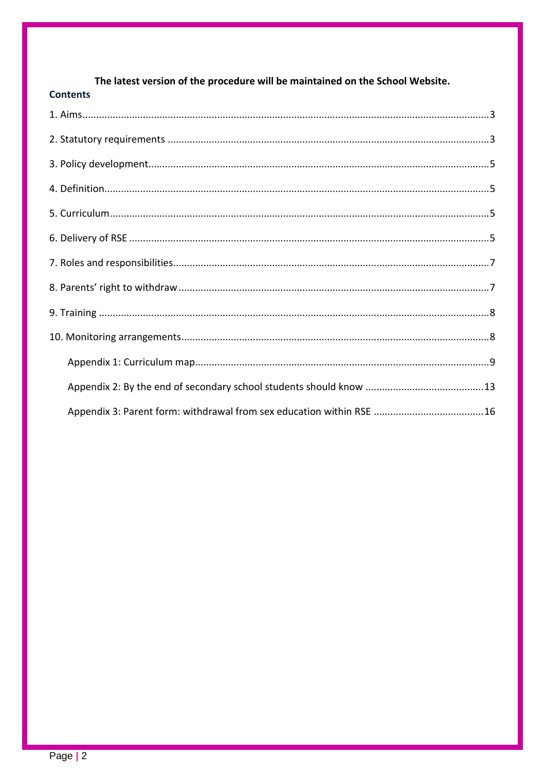**The latest version of the procedure will be maintained on the School Website.**

## Contents

1. Aims.....3
2. Statutory requirements.....3
3. Policy development.....5
4. Definition.....5
5. Curriculum.....5
6. Delivery of RSE.....5
7. Roles and responsibilities.....7
8. Parents' right to withdraw.....7
9. Training.....8
10. Monitoring arrangements.....8
    - Appendix 1: Curriculum map.....9
    - Appendix 2: By the end of secondary school students should know.....13
    - Appendix 3: Parent form: withdrawal from sex education within RSE.....16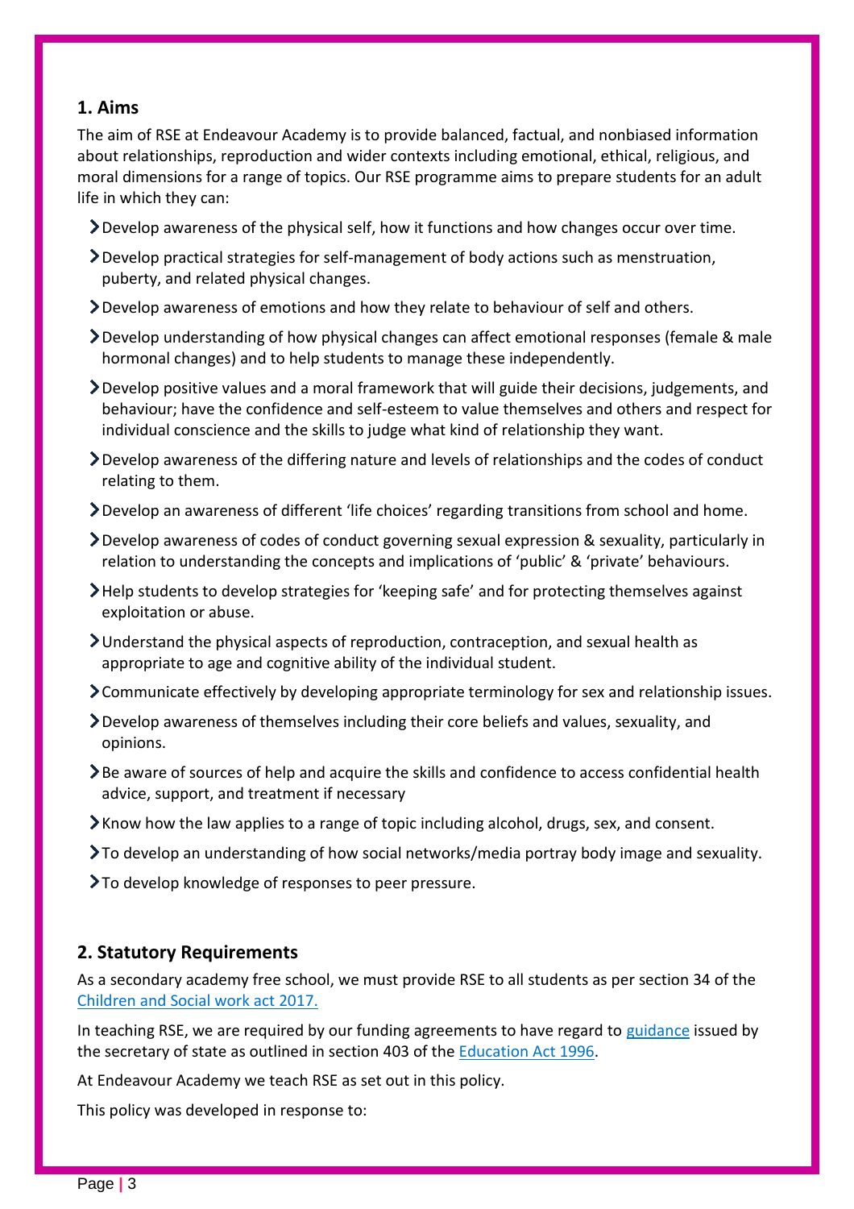## 1. Aims

The aim of RSE at Endeavour Academy is to provide balanced, factual, and nonbiased information about relationships, reproduction and wider contexts including emotional, ethical, religious, and moral dimensions for a range of topics. Our RSE programme aims to prepare students for an adult life in which they can:

- Develop awareness of the physical self, how it functions and how changes occur over time.
- Develop practical strategies for self-management of body actions such as menstruation, puberty, and related physical changes.
- Develop awareness of emotions and how they relate to behaviour of self and others.
- Develop understanding of how physical changes can affect emotional responses (female & male hormonal changes) and to help students to manage these independently.
- Develop positive values and a moral framework that will guide their decisions, judgements, and behaviour; have the confidence and self-esteem to value themselves and others and respect for individual conscience and the skills to judge what kind of relationship they want.
- Develop awareness of the differing nature and levels of relationships and the codes of conduct relating to them.
- Develop an awareness of different 'life choices' regarding transitions from school and home.
- Develop awareness of codes of conduct governing sexual expression & sexuality, particularly in relation to understanding the concepts and implications of 'public' & 'private' behaviours.
- Help students to develop strategies for 'keeping safe' and for protecting themselves against exploitation or abuse.
- Understand the physical aspects of reproduction, contraception, and sexual health as appropriate to age and cognitive ability of the individual student.
- Communicate effectively by developing appropriate terminology for sex and relationship issues.
- Develop awareness of themselves including their core beliefs and values, sexuality, and opinions.
- Be aware of sources of help and acquire the skills and confidence to access confidential health advice, support, and treatment if necessary
- Know how the law applies to a range of topic including alcohol, drugs, sex, and consent.
- To develop an understanding of how social networks/media portray body image and sexuality.
- To develop knowledge of responses to peer pressure.

## 2. Statutory Requirements

As a secondary academy free school, we must provide RSE to all students as per section 34 of the Children and Social work act 2017.

In teaching RSE, we are required by our funding agreements to have regard to guidance issued by the secretary of state as outlined in section 403 of the Education Act 1996.

At Endeavour Academy we teach RSE as set out in this policy.

This policy was developed in response to: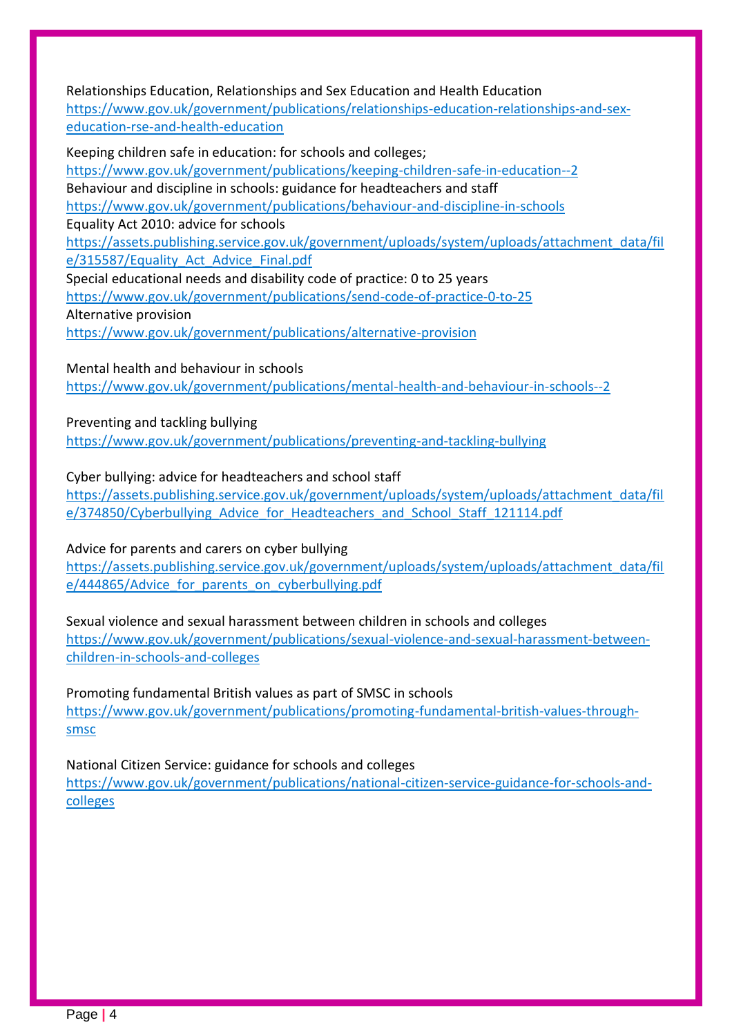Relationships Education, Relationships and Sex Education and Health Education
https://www.gov.uk/government/publications/relationships-education-relationships-and-sex-education-rse-and-health-education

Keeping children safe in education: for schools and colleges;
https://www.gov.uk/government/publications/keeping-children-safe-in-education--2
Behaviour and discipline in schools: guidance for headteachers and staff
https://www.gov.uk/government/publications/behaviour-and-discipline-in-schools
Equality Act 2010: advice for schools
https://assets.publishing.service.gov.uk/government/uploads/system/uploads/attachment_data/file/315587/Equality_Act_Advice_Final.pdf
Special educational needs and disability code of practice: 0 to 25 years
https://www.gov.uk/government/publications/send-code-of-practice-0-to-25
Alternative provision
https://www.gov.uk/government/publications/alternative-provision

Mental health and behaviour in schools
https://www.gov.uk/government/publications/mental-health-and-behaviour-in-schools--2

Preventing and tackling bullying
https://www.gov.uk/government/publications/preventing-and-tackling-bullying

Cyber bullying: advice for headteachers and school staff
https://assets.publishing.service.gov.uk/government/uploads/system/uploads/attachment_data/file/374850/Cyberbullying_Advice_for_Headteachers_and_School_Staff_121114.pdf

Advice for parents and carers on cyber bullying
https://assets.publishing.service.gov.uk/government/uploads/system/uploads/attachment_data/file/444865/Advice_for_parents_on_cyberbullying.pdf

Sexual violence and sexual harassment between children in schools and colleges
https://www.gov.uk/government/publications/sexual-violence-and-sexual-harassment-between-children-in-schools-and-colleges

Promoting fundamental British values as part of SMSC in schools
https://www.gov.uk/government/publications/promoting-fundamental-british-values-through-smsc

National Citizen Service: guidance for schools and colleges
https://www.gov.uk/government/publications/national-citizen-service-guidance-for-schools-and-colleges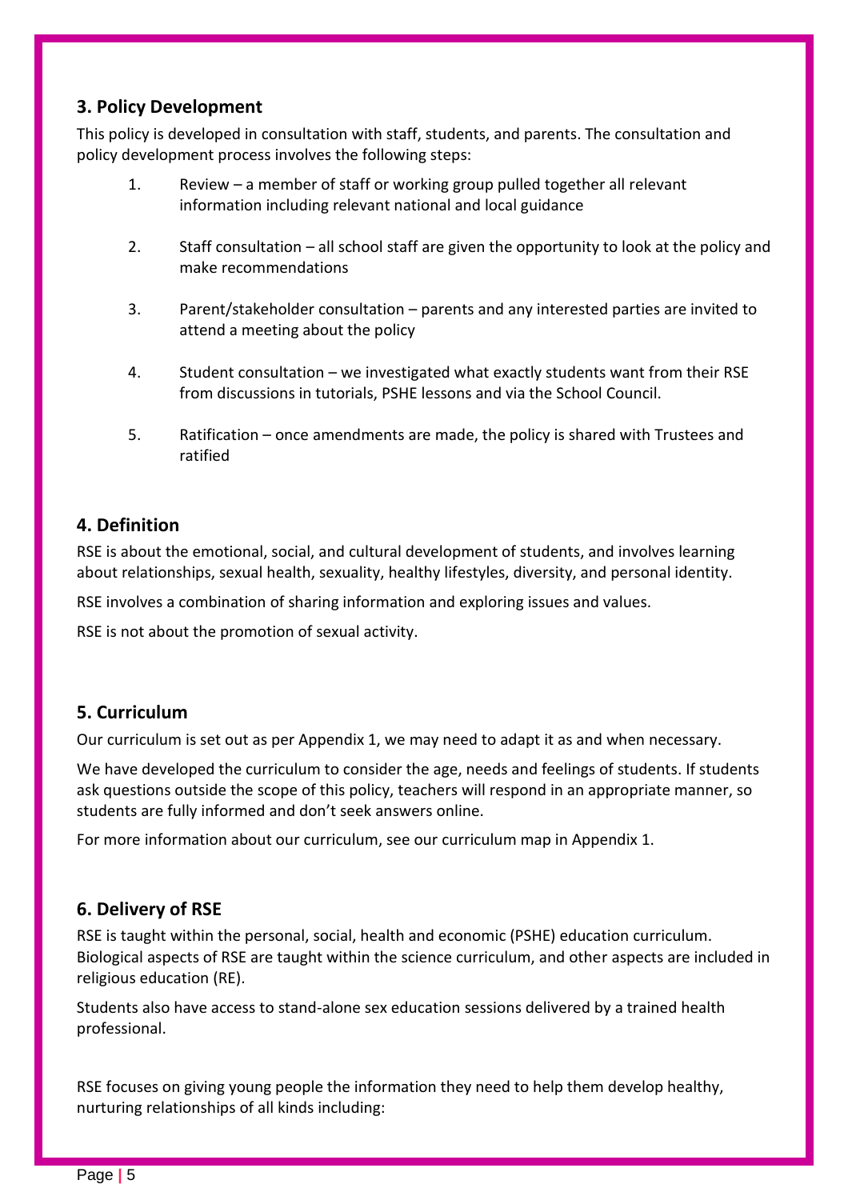## 3. Policy Development

This policy is developed in consultation with staff, students, and parents. The consultation and policy development process involves the following steps:

1. Review – a member of staff or working group pulled together all relevant information including relevant national and local guidance

2. Staff consultation – all school staff are given the opportunity to look at the policy and make recommendations

3. Parent/stakeholder consultation – parents and any interested parties are invited to attend a meeting about the policy

4. Student consultation – we investigated what exactly students want from their RSE from discussions in tutorials, PSHE lessons and via the School Council.

5. Ratification – once amendments are made, the policy is shared with Trustees and ratified

## 4. Definition

RSE is about the emotional, social, and cultural development of students, and involves learning about relationships, sexual health, sexuality, healthy lifestyles, diversity, and personal identity.

RSE involves a combination of sharing information and exploring issues and values.

RSE is not about the promotion of sexual activity.

## 5. Curriculum

Our curriculum is set out as per Appendix 1, we may need to adapt it as and when necessary.

We have developed the curriculum to consider the age, needs and feelings of students. If students ask questions outside the scope of this policy, teachers will respond in an appropriate manner, so students are fully informed and don't seek answers online.

For more information about our curriculum, see our curriculum map in Appendix 1.

## 6. Delivery of RSE

RSE is taught within the personal, social, health and economic (PSHE) education curriculum. Biological aspects of RSE are taught within the science curriculum, and other aspects are included in religious education (RE).

Students also have access to stand-alone sex education sessions delivered by a trained health professional.

RSE focuses on giving young people the information they need to help them develop healthy, nurturing relationships of all kinds including: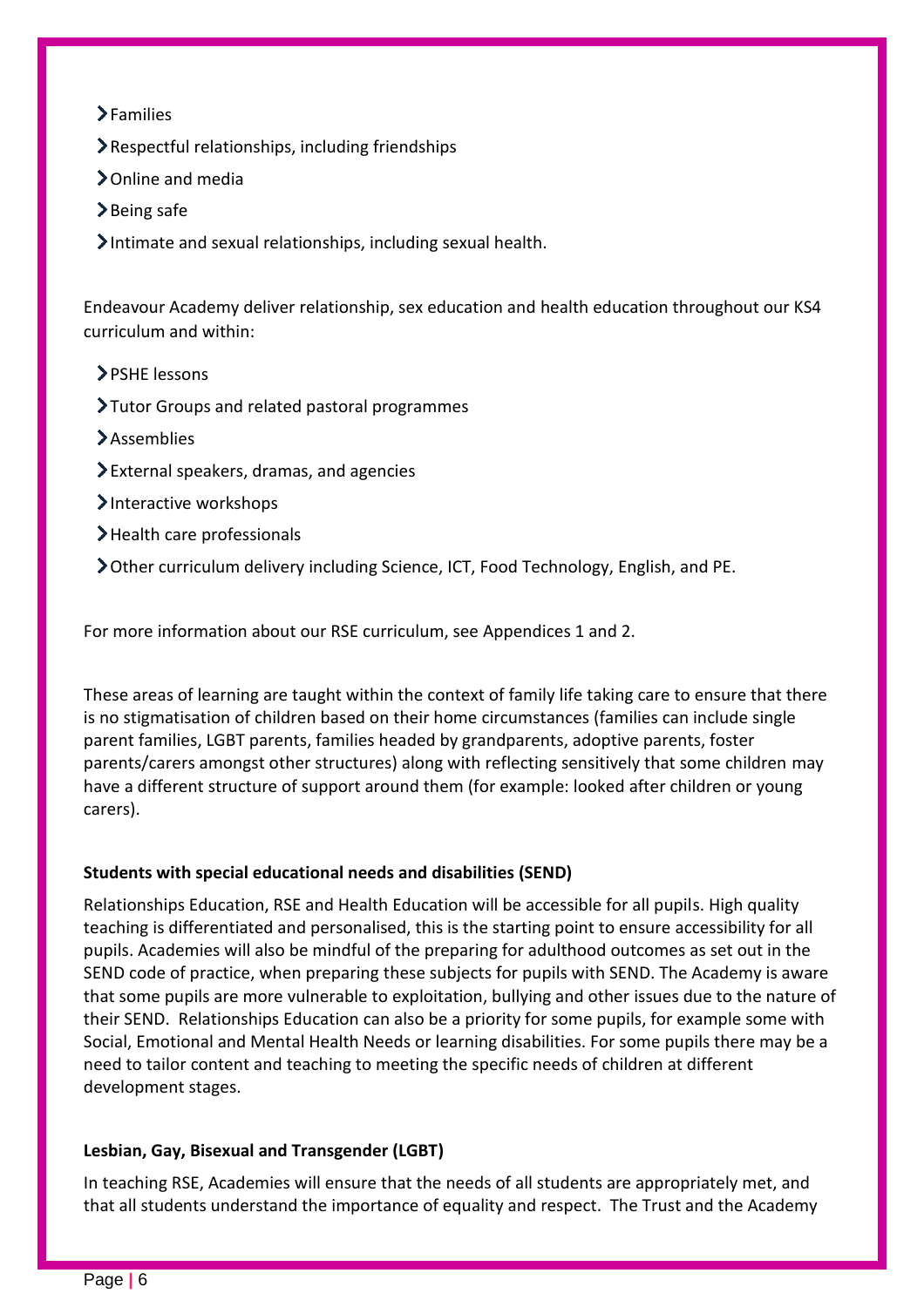- Families
- Respectful relationships, including friendships
- Online and media
- Being safe
- Intimate and sexual relationships, including sexual health.

Endeavour Academy deliver relationship, sex education and health education throughout our KS4 curriculum and within:

- PSHE lessons
- Tutor Groups and related pastoral programmes
- Assemblies
- External speakers, dramas, and agencies
- Interactive workshops
- Health care professionals
- Other curriculum delivery including Science, ICT, Food Technology, English, and PE.

For more information about our RSE curriculum, see Appendices 1 and 2.

These areas of learning are taught within the context of family life taking care to ensure that there is no stigmatisation of children based on their home circumstances (families can include single parent families, LGBT parents, families headed by grandparents, adoptive parents, foster parents/carers amongst other structures) along with reflecting sensitively that some children may have a different structure of support around them (for example: looked after children or young carers).

**Students with special educational needs and disabilities (SEND)**

Relationships Education, RSE and Health Education will be accessible for all pupils. High quality teaching is differentiated and personalised, this is the starting point to ensure accessibility for all pupils. Academies will also be mindful of the preparing for adulthood outcomes as set out in the SEND code of practice, when preparing these subjects for pupils with SEND. The Academy is aware that some pupils are more vulnerable to exploitation, bullying and other issues due to the nature of their SEND. Relationships Education can also be a priority for some pupils, for example some with Social, Emotional and Mental Health Needs or learning disabilities. For some pupils there may be a need to tailor content and teaching to meeting the specific needs of children at different development stages.

**Lesbian, Gay, Bisexual and Transgender (LGBT)**

In teaching RSE, Academies will ensure that the needs of all students are appropriately met, and that all students understand the importance of equality and respect. The Trust and the Academy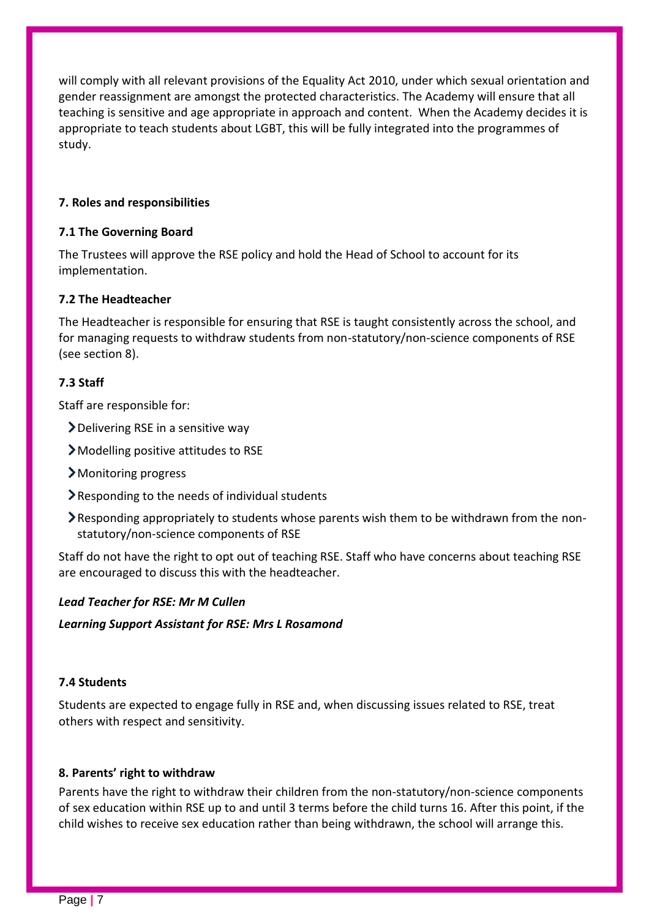will comply with all relevant provisions of the Equality Act 2010, under which sexual orientation and gender reassignment are amongst the protected characteristics. The Academy will ensure that all teaching is sensitive and age appropriate in approach and content. When the Academy decides it is appropriate to teach students about LGBT, this will be fully integrated into the programmes of study.

### 7. Roles and responsibilities

#### 7.1 The Governing Board

The Trustees will approve the RSE policy and hold the Head of School to account for its implementation.

#### 7.2 The Headteacher

The Headteacher is responsible for ensuring that RSE is taught consistently across the school, and for managing requests to withdraw students from non-statutory/non-science components of RSE (see section 8).

#### 7.3 Staff

Staff are responsible for:

- Delivering RSE in a sensitive way
- Modelling positive attitudes to RSE
- Monitoring progress
- Responding to the needs of individual students
- Responding appropriately to students whose parents wish them to be withdrawn from the non-statutory/non-science components of RSE

Staff do not have the right to opt out of teaching RSE. Staff who have concerns about teaching RSE are encouraged to discuss this with the headteacher.

***Lead Teacher for RSE: Mr M Cullen***

***Learning Support Assistant for RSE: Mrs L Rosamond***

#### 7.4 Students

Students are expected to engage fully in RSE and, when discussing issues related to RSE, treat others with respect and sensitivity.

### 8. Parents' right to withdraw

Parents have the right to withdraw their children from the non-statutory/non-science components of sex education within RSE up to and until 3 terms before the child turns 16. After this point, if the child wishes to receive sex education rather than being withdrawn, the school will arrange this.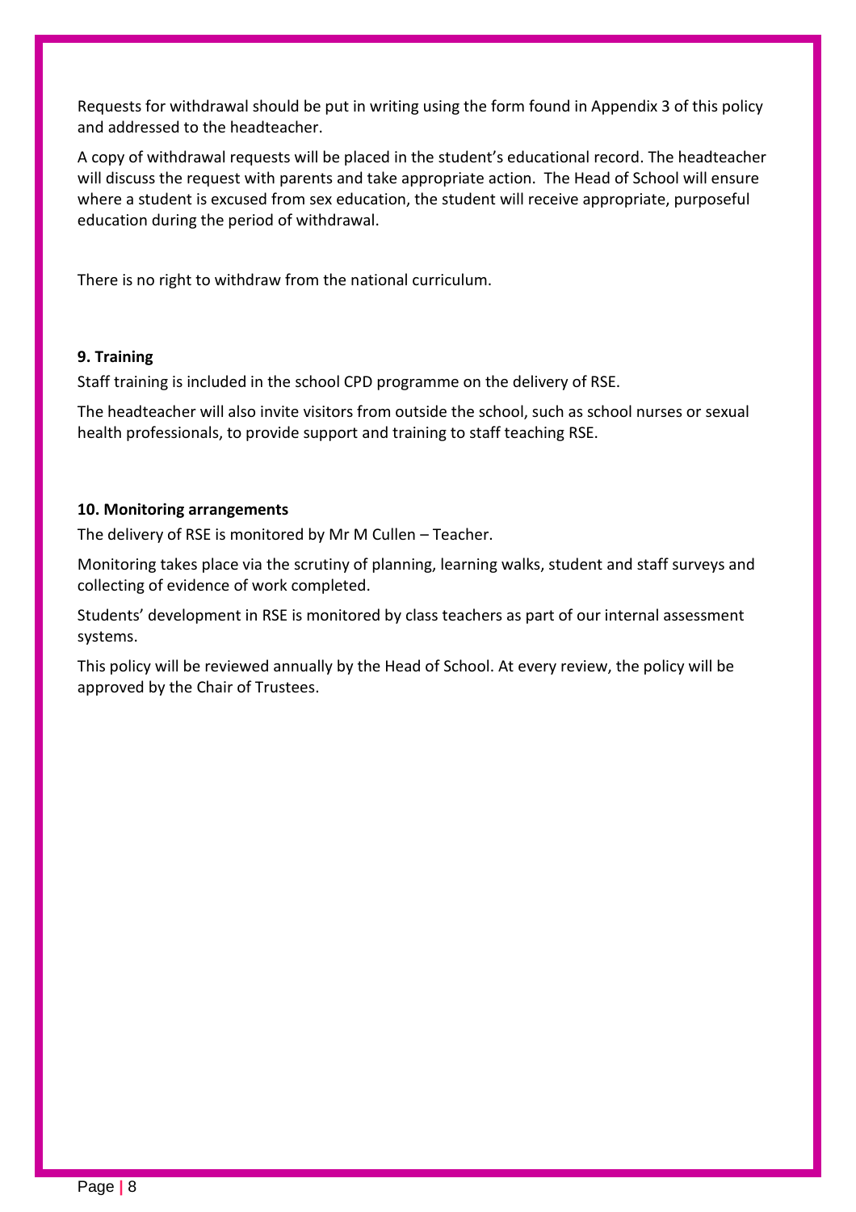Requests for withdrawal should be put in writing using the form found in Appendix 3 of this policy and addressed to the headteacher.

A copy of withdrawal requests will be placed in the student's educational record. The headteacher will discuss the request with parents and take appropriate action. The Head of School will ensure where a student is excused from sex education, the student will receive appropriate, purposeful education during the period of withdrawal.

There is no right to withdraw from the national curriculum.

**9. Training**

Staff training is included in the school CPD programme on the delivery of RSE.

The headteacher will also invite visitors from outside the school, such as school nurses or sexual health professionals, to provide support and training to staff teaching RSE.

**10. Monitoring arrangements**

The delivery of RSE is monitored by Mr M Cullen – Teacher.

Monitoring takes place via the scrutiny of planning, learning walks, student and staff surveys and collecting of evidence of work completed.

Students' development in RSE is monitored by class teachers as part of our internal assessment systems.

This policy will be reviewed annually by the Head of School. At every review, the policy will be approved by the Chair of Trustees.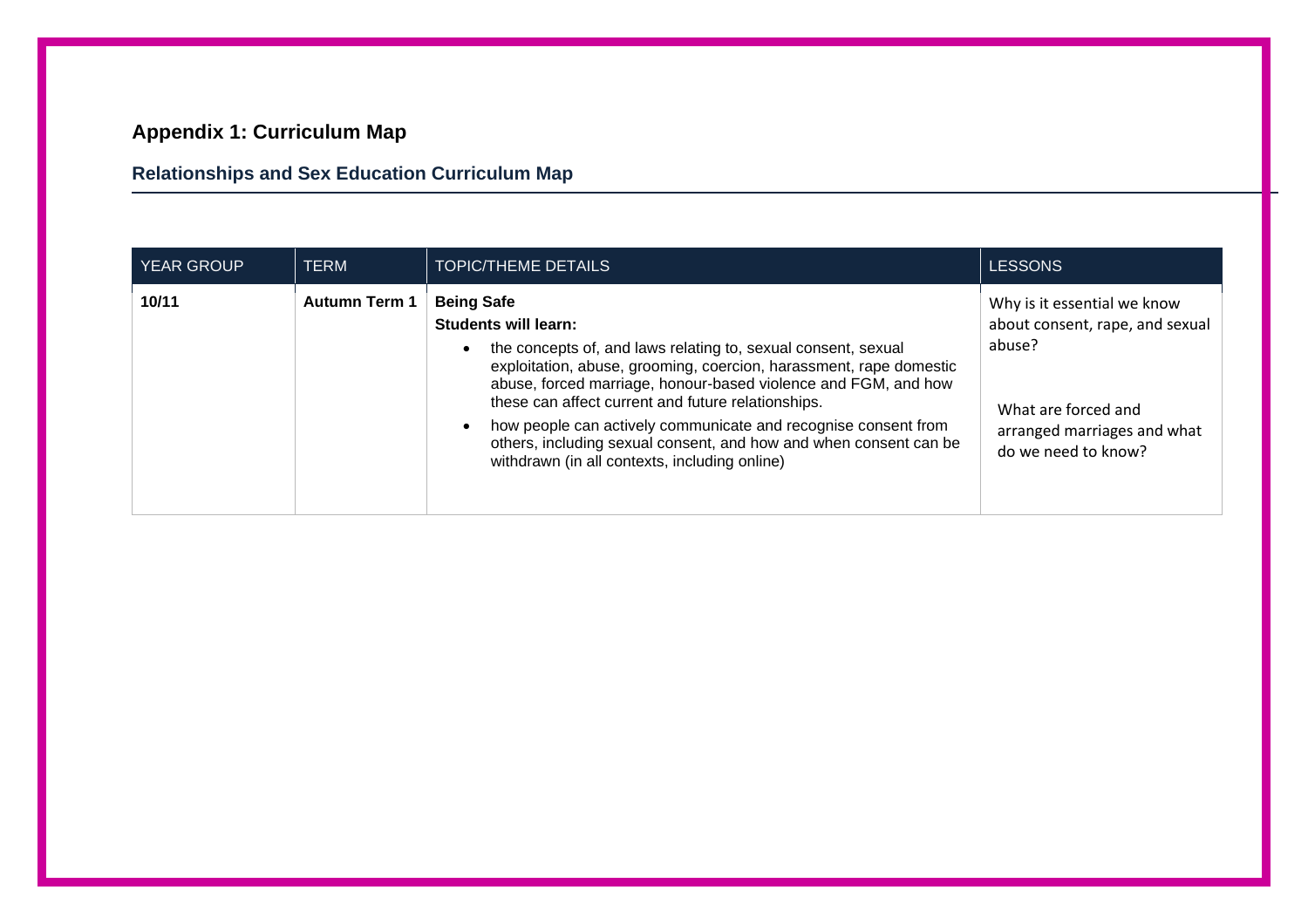## Appendix 1: Curriculum Map

### Relationships and Sex Education Curriculum Map

| YEAR GROUP | TERM | TOPIC/THEME DETAILS | LESSONS |
| --- | --- | --- | --- |
| **10/11** | **Autumn Term 1** | **Being Safe**<br>**Students will learn:**<br>• the concepts of, and laws relating to, sexual consent, sexual exploitation, abuse, grooming, coercion, harassment, rape domestic abuse, forced marriage, honour-based violence and FGM, and how these can affect current and future relationships.<br>• how people can actively communicate and recognise consent from others, including sexual consent, and how and when consent can be withdrawn (in all contexts, including online) | Why is it essential we know about consent, rape, and sexual abuse?<br><br>What are forced and arranged marriages and what do we need to know? |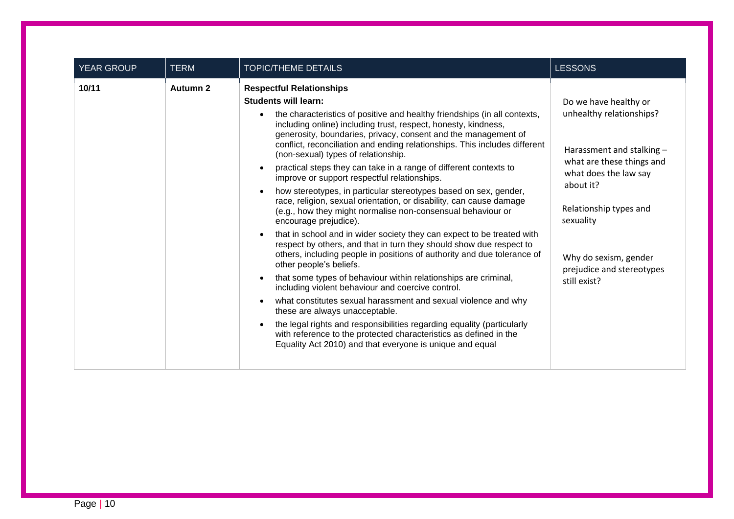| YEAR GROUP | TERM | TOPIC/THEME DETAILS | LESSONS |
|---|---|---|---|
| **10/11** | **Autumn 2** | **Respectful Relationships**<br>**Students will learn:**<br>• the characteristics of positive and healthy friendships (in all contexts, including online) including trust, respect, honesty, kindness, generosity, boundaries, privacy, consent and the management of conflict, reconciliation and ending relationships. This includes different (non-sexual) types of relationship.<br>• practical steps they can take in a range of different contexts to improve or support respectful relationships.<br>• how stereotypes, in particular stereotypes based on sex, gender, race, religion, sexual orientation, or disability, can cause damage (e.g., how they might normalise non-consensual behaviour or encourage prejudice).<br>• that in school and in wider society they can expect to be treated with respect by others, and that in turn they should show due respect to others, including people in positions of authority and due tolerance of other people's beliefs.<br>• that some types of behaviour within relationships are criminal, including violent behaviour and coercive control.<br>• what constitutes sexual harassment and sexual violence and why these are always unacceptable.<br>• the legal rights and responsibilities regarding equality (particularly with reference to the protected characteristics as defined in the Equality Act 2010) and that everyone is unique and equal | Do we have healthy or unhealthy relationships?<br><br>Harassment and stalking – what are these things and what does the law say about it?<br><br>Relationship types and sexuality<br><br>Why do sexism, gender prejudice and stereotypes still exist? |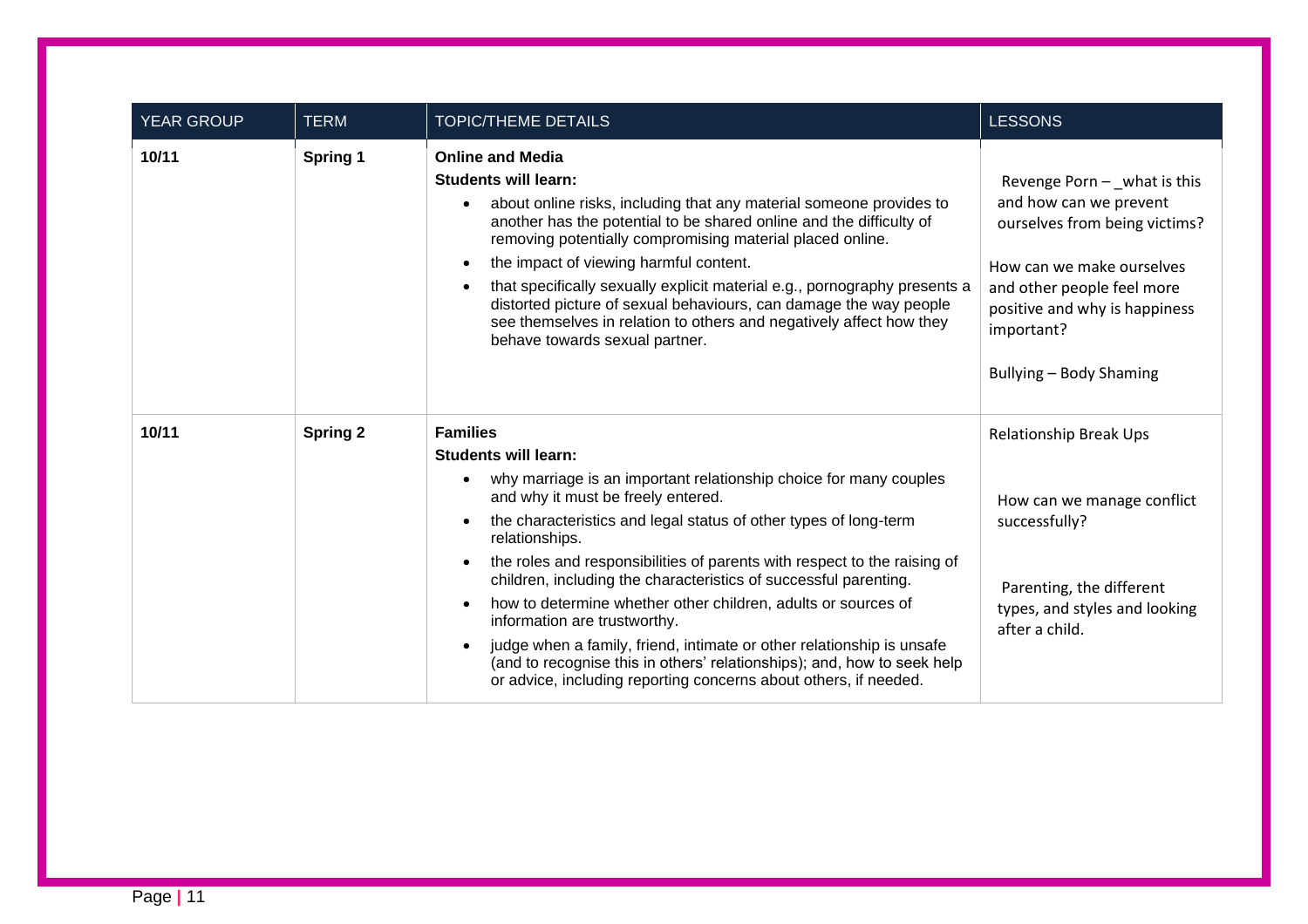| YEAR GROUP | TERM | TOPIC/THEME DETAILS | LESSONS |
|---|---|---|---|
| **10/11** | **Spring 1** | **Online and Media**<br>**Students will learn:**<br>• about online risks, including that any material someone provides to another has the potential to be shared online and the difficulty of removing potentially compromising material placed online.<br>• the impact of viewing harmful content.<br>• that specifically sexually explicit material e.g., pornography presents a distorted picture of sexual behaviours, can damage the way people see themselves in relation to others and negatively affect how they behave towards sexual partner. | Revenge Porn – _what is this and how can we prevent ourselves from being victims?<br><br>How can we make ourselves and other people feel more positive and why is happiness important?<br><br>Bullying – Body Shaming |
| **10/11** | **Spring 2** | **Families**<br>**Students will learn:**<br>• why marriage is an important relationship choice for many couples and why it must be freely entered.<br>• the characteristics and legal status of other types of long-term relationships.<br>• the roles and responsibilities of parents with respect to the raising of children, including the characteristics of successful parenting.<br>• how to determine whether other children, adults or sources of information are trustworthy.<br>• judge when a family, friend, intimate or other relationship is unsafe (and to recognise this in others' relationships); and, how to seek help or advice, including reporting concerns about others, if needed. | Relationship Break Ups<br><br>How can we manage conflict successfully?<br><br>Parenting, the different types, and styles and looking after a child. |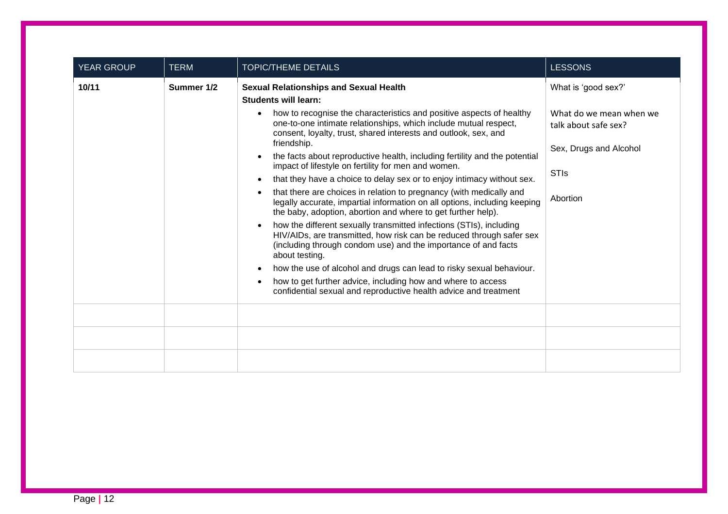| YEAR GROUP | TERM | TOPIC/THEME DETAILS | LESSONS |
| --- | --- | --- | --- |
| **10/11** | **Summer 1/2** | **Sexual Relationships and Sexual Health**<br>**Students will learn:**<br>• how to recognise the characteristics and positive aspects of healthy one-to-one intimate relationships, which include mutual respect, consent, loyalty, trust, shared interests and outlook, sex, and friendship.<br>• the facts about reproductive health, including fertility and the potential impact of lifestyle on fertility for men and women.<br>• that they have a choice to delay sex or to enjoy intimacy without sex.<br>• that there are choices in relation to pregnancy (with medically and legally accurate, impartial information on all options, including keeping the baby, adoption, abortion and where to get further help).<br>• how the different sexually transmitted infections (STIs), including HIV/AIDs, are transmitted, how risk can be reduced through safer sex (including through condom use) and the importance of and facts about testing.<br>• how the use of alcohol and drugs can lead to risky sexual behaviour.<br>• how to get further advice, including how and where to access confidential sexual and reproductive health advice and treatment | What is 'good sex?'<br><br>What do we mean when we talk about safe sex?<br><br>Sex, Drugs and Alcohol<br><br>STIs<br><br>Abortion |
| | | | |
| | | | |
| | | | |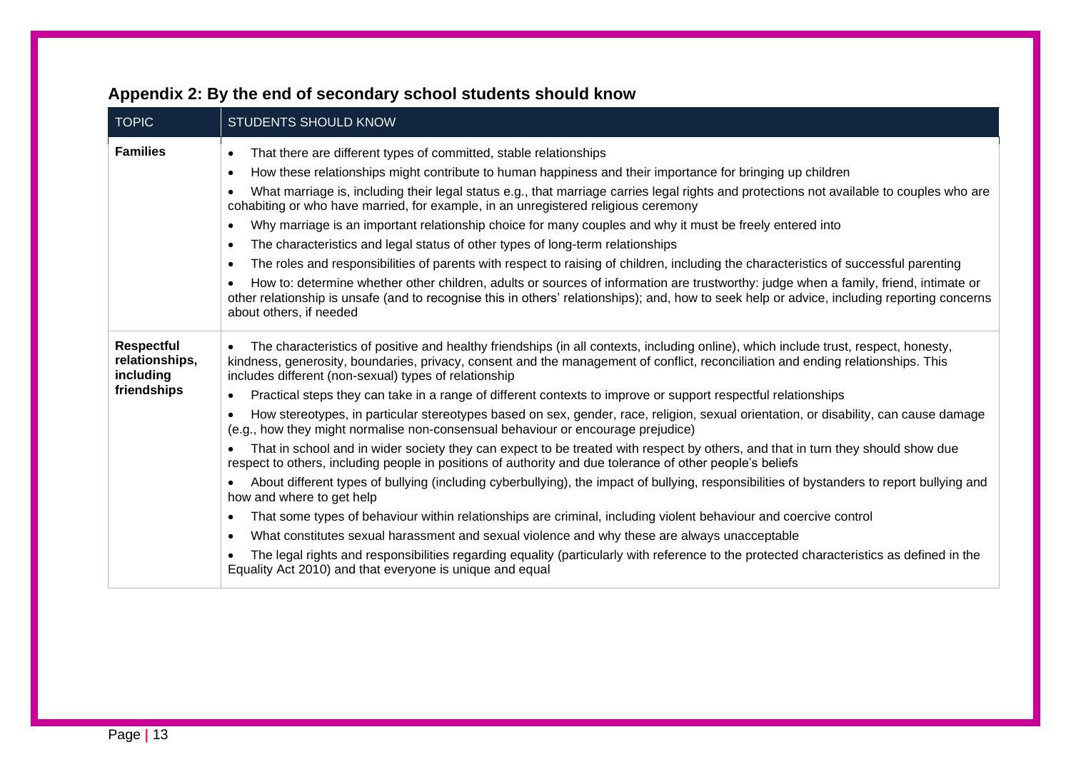## Appendix 2: By the end of secondary school students should know

| TOPIC | STUDENTS SHOULD KNOW |
|---|---|
| **Families** | • That there are different types of committed, stable relationships<br>• How these relationships might contribute to human happiness and their importance for bringing up children<br>• What marriage is, including their legal status e.g., that marriage carries legal rights and protections not available to couples who are cohabiting or who have married, for example, in an unregistered religious ceremony<br>• Why marriage is an important relationship choice for many couples and why it must be freely entered into<br>• The characteristics and legal status of other types of long-term relationships<br>• The roles and responsibilities of parents with respect to raising of children, including the characteristics of successful parenting<br>• How to: determine whether other children, adults or sources of information are trustworthy: judge when a family, friend, intimate or other relationship is unsafe (and to recognise this in others' relationships); and, how to seek help or advice, including reporting concerns about others, if needed |
| **Respectful relationships, including friendships** | • The characteristics of positive and healthy friendships (in all contexts, including online), which include trust, respect, honesty, kindness, generosity, boundaries, privacy, consent and the management of conflict, reconciliation and ending relationships. This includes different (non-sexual) types of relationship<br>• Practical steps they can take in a range of different contexts to improve or support respectful relationships<br>• How stereotypes, in particular stereotypes based on sex, gender, race, religion, sexual orientation, or disability, can cause damage (e.g., how they might normalise non-consensual behaviour or encourage prejudice)<br>• That in school and in wider society they can expect to be treated with respect by others, and that in turn they should show due respect to others, including people in positions of authority and due tolerance of other people's beliefs<br>• About different types of bullying (including cyberbullying), the impact of bullying, responsibilities of bystanders to report bullying and how and where to get help<br>• That some types of behaviour within relationships are criminal, including violent behaviour and coercive control<br>• What constitutes sexual harassment and sexual violence and why these are always unacceptable<br>• The legal rights and responsibilities regarding equality (particularly with reference to the protected characteristics as defined in the Equality Act 2010) and that everyone is unique and equal |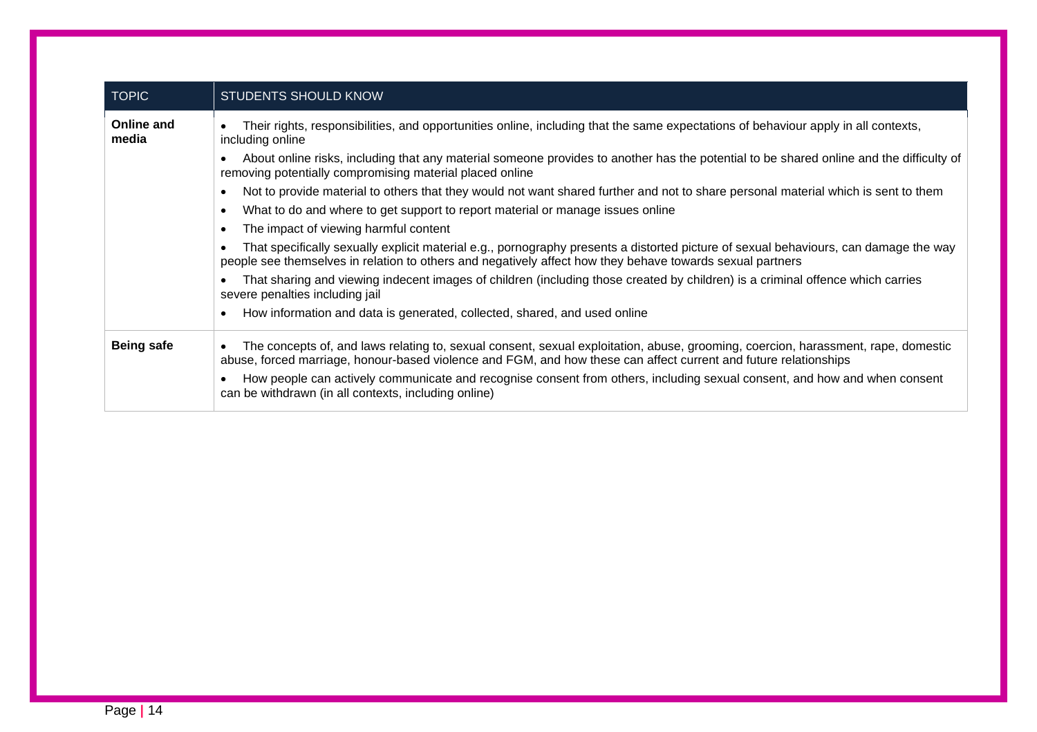| TOPIC | STUDENTS SHOULD KNOW |
|---|---|
| **Online and media** | • Their rights, responsibilities, and opportunities online, including that the same expectations of behaviour apply in all contexts, including online<br>• About online risks, including that any material someone provides to another has the potential to be shared online and the difficulty of removing potentially compromising material placed online<br>• Not to provide material to others that they would not want shared further and not to share personal material which is sent to them<br>• What to do and where to get support to report material or manage issues online<br>• The impact of viewing harmful content<br>• That specifically sexually explicit material e.g., pornography presents a distorted picture of sexual behaviours, can damage the way people see themselves in relation to others and negatively affect how they behave towards sexual partners<br>• That sharing and viewing indecent images of children (including those created by children) is a criminal offence which carries severe penalties including jail<br>• How information and data is generated, collected, shared, and used online |
| **Being safe** | • The concepts of, and laws relating to, sexual consent, sexual exploitation, abuse, grooming, coercion, harassment, rape, domestic abuse, forced marriage, honour-based violence and FGM, and how these can affect current and future relationships<br>• How people can actively communicate and recognise consent from others, including sexual consent, and how and when consent can be withdrawn (in all contexts, including online) |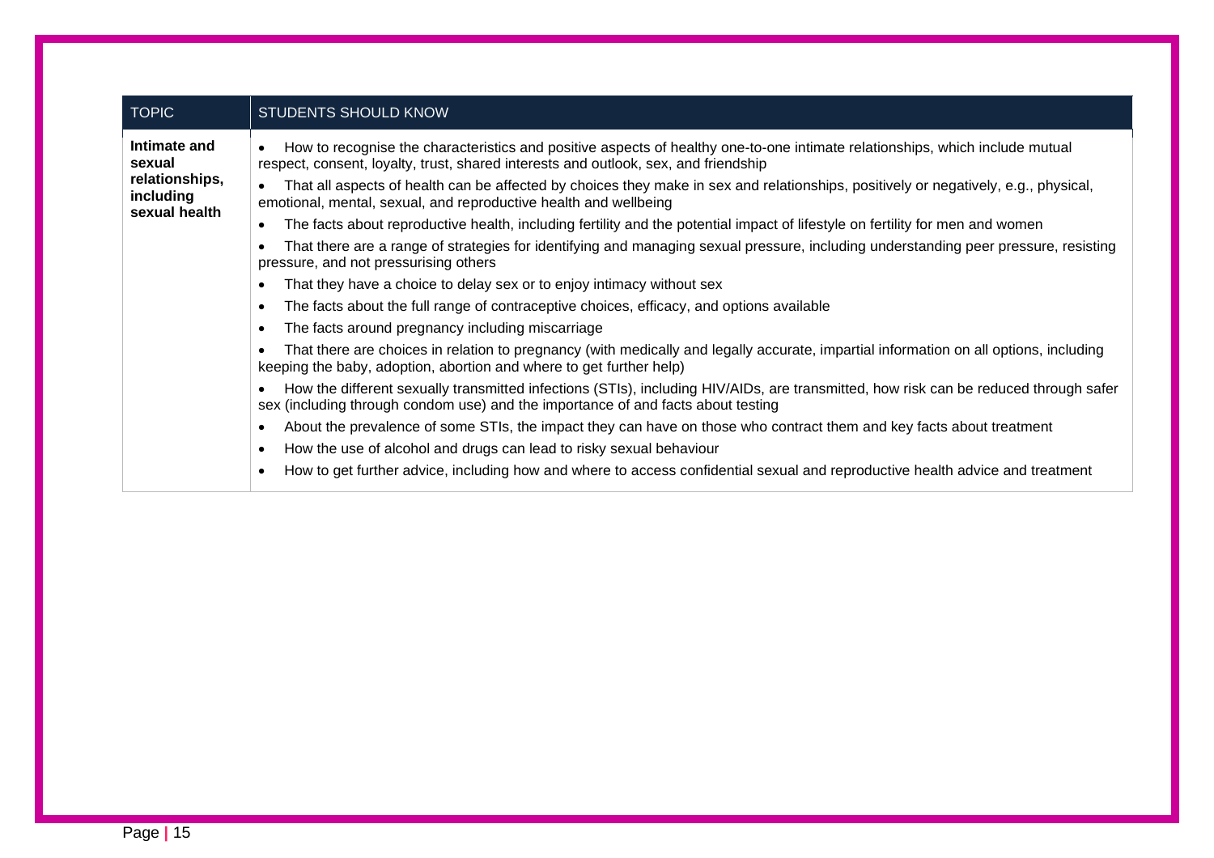| TOPIC | STUDENTS SHOULD KNOW |
|---|---|
| **Intimate and sexual relationships, including sexual health** | • How to recognise the characteristics and positive aspects of healthy one-to-one intimate relationships, which include mutual respect, consent, loyalty, trust, shared interests and outlook, sex, and friendship<br>• That all aspects of health can be affected by choices they make in sex and relationships, positively or negatively, e.g., physical, emotional, mental, sexual, and reproductive health and wellbeing<br>• The facts about reproductive health, including fertility and the potential impact of lifestyle on fertility for men and women<br>• That there are a range of strategies for identifying and managing sexual pressure, including understanding peer pressure, resisting pressure, and not pressurising others<br>• That they have a choice to delay sex or to enjoy intimacy without sex<br>• The facts about the full range of contraceptive choices, efficacy, and options available<br>• The facts around pregnancy including miscarriage<br>• That there are choices in relation to pregnancy (with medically and legally accurate, impartial information on all options, including keeping the baby, adoption, abortion and where to get further help)<br>• How the different sexually transmitted infections (STIs), including HIV/AIDs, are transmitted, how risk can be reduced through safer sex (including through condom use) and the importance of and facts about testing<br>• About the prevalence of some STIs, the impact they can have on those who contract them and key facts about treatment<br>• How the use of alcohol and drugs can lead to risky sexual behaviour<br>• How to get further advice, including how and where to access confidential sexual and reproductive health advice and treatment |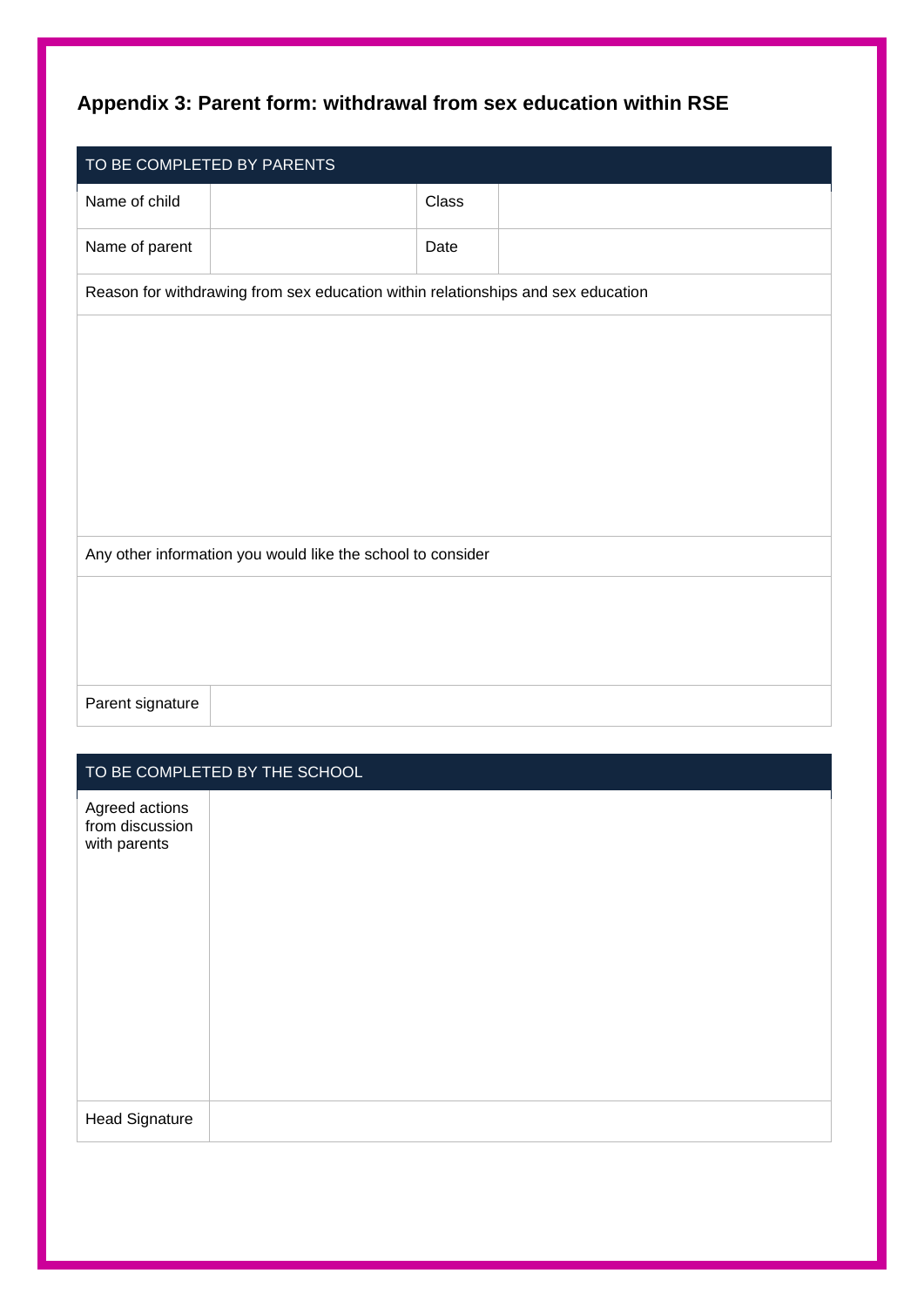## Appendix 3: Parent form: withdrawal from sex education within RSE

| TO BE COMPLETED BY PARENTS | | | |
|---|---|---|---|
| Name of child | | Class | |
| Name of parent | | Date | |
| Reason for withdrawing from sex education within relationships and sex education | | | |
| | | | |
| Any other information you would like the school to consider | | | |
| | | | |
| Parent signature | | | |

| TO BE COMPLETED BY THE SCHOOL | |
|---|---|
| Agreed actions from discussion with parents | |
| Head Signature | |